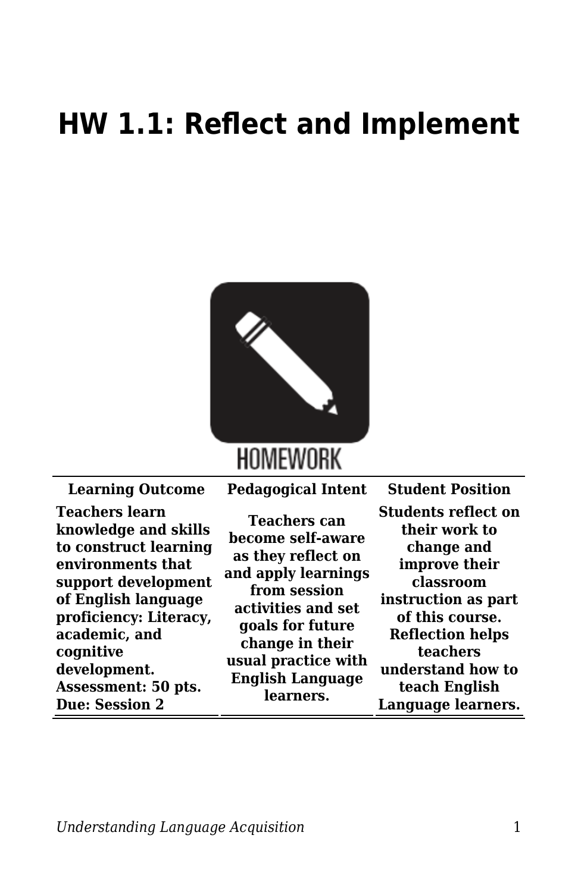# HW 1.1: Reflect and Implement

HOMEWORK

| Learning Outcome | Pedagogical Intent | Student Position |
| --- | --- | --- |
| **Teachers learn knowledge and skills to construct learning environments that support development of English language proficiency: Literacy, academic, and cognitive development. Assessment: 50 pts. Due: Session 2** | **Teachers can become self-aware as they reflect on and apply learnings from session activities and set goals for future change in their usual practice with English Language learners.** | **Students reflect on their work to change and improve their classroom instruction as part of this course. Reflection helps teachers understand how to teach English Language learners.** |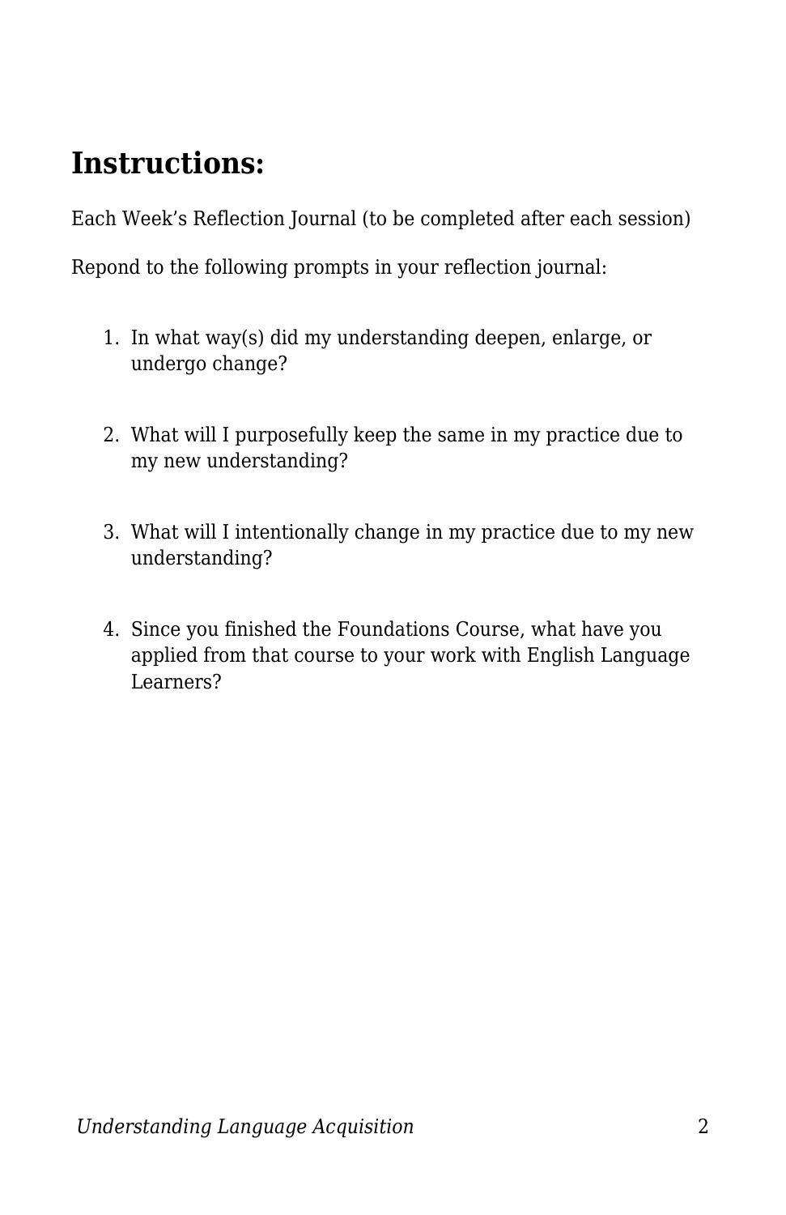## Instructions:

Each Week's Reflection Journal (to be completed after each session)

Repond to the following prompts in your reflection journal:

1. In what way(s) did my understanding deepen, enlarge, or undergo change?
2. What will I purposefully keep the same in my practice due to my new understanding?
3. What will I intentionally change in my practice due to my new understanding?
4. Since you finished the Foundations Course, what have you applied from that course to your work with English Language Learners?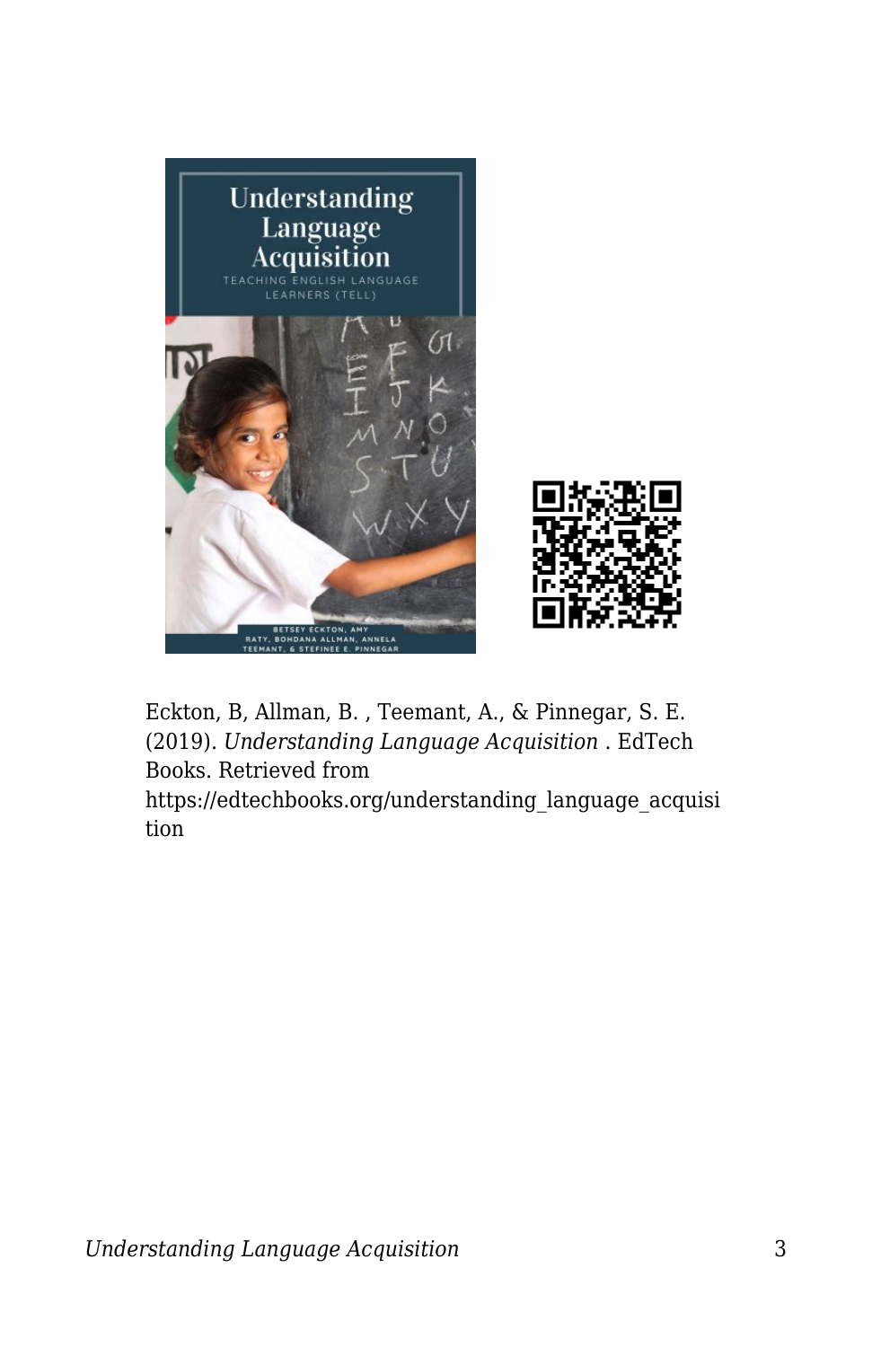Eckton, B, Allman, B. , Teemant, A., & Pinnegar, S. E. (2019). *Understanding Language Acquisition* . EdTech Books. Retrieved from https://edtechbooks.org/understanding_language_acquisition